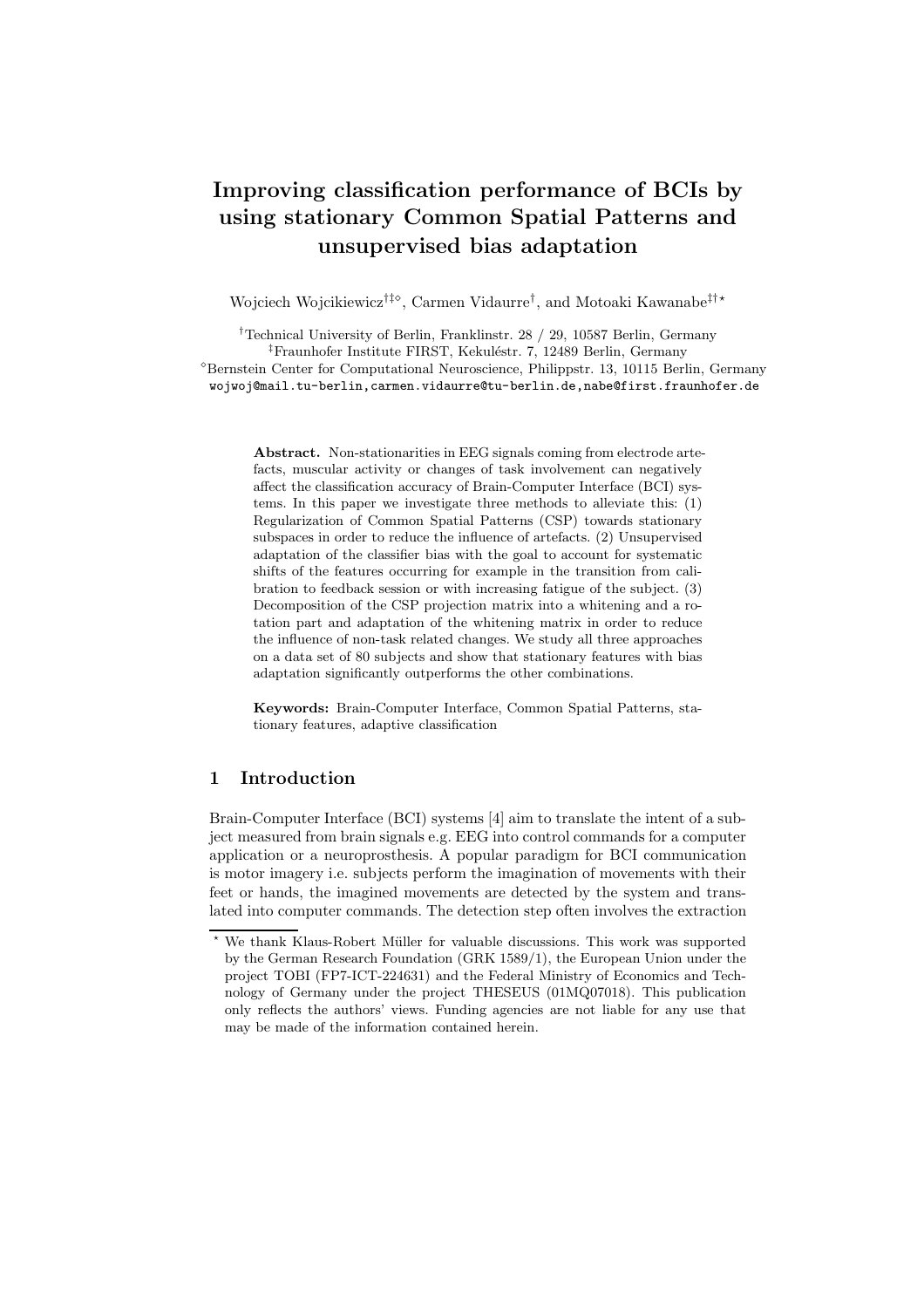# Improving classification performance of BCIs by using stationary Common Spatial Patterns and unsupervised bias adaptation

Wojciech Wojcikiewicz[†‡⋄], Carmen Vidaurre[†], and Motoaki Kawanabe[‡†⋆]

[†]Technical University of Berlin, Franklinstr. 28 / 29, 10587 Berlin, Germany
[‡]Fraunhofer Institute FIRST, Kekuléstr. 7, 12489 Berlin, Germany
[⋄]Bernstein Center for Computational Neuroscience, Philippstr. 13, 10115 Berlin, Germany
wojwoj@mail.tu-berlin,carmen.vidaurre@tu-berlin.de,nabe@first.fraunhofer.de

**Abstract.** Non-stationarities in EEG signals coming from electrode artefacts, muscular activity or changes of task involvement can negatively affect the classification accuracy of Brain-Computer Interface (BCI) systems. In this paper we investigate three methods to alleviate this: (1) Regularization of Common Spatial Patterns (CSP) towards stationary subspaces in order to reduce the influence of artefacts. (2) Unsupervised adaptation of the classifier bias with the goal to account for systematic shifts of the features occurring for example in the transition from calibration to feedback session or with increasing fatigue of the subject. (3) Decomposition of the CSP projection matrix into a whitening and a rotation part and adaptation of the whitening matrix in order to reduce the influence of non-task related changes. We study all three approaches on a data set of 80 subjects and show that stationary features with bias adaptation significantly outperforms the other combinations.

**Keywords:** Brain-Computer Interface, Common Spatial Patterns, stationary features, adaptive classification

## 1 Introduction

Brain-Computer Interface (BCI) systems [4] aim to translate the intent of a subject measured from brain signals e.g. EEG into control commands for a computer application or a neuroprosthesis. A popular paradigm for BCI communication is motor imagery i.e. subjects perform the imagination of movements with their feet or hands, the imagined movements are detected by the system and translated into computer commands. The detection step often involves the extraction

[⋆] We thank Klaus-Robert Müller for valuable discussions. This work was supported by the German Research Foundation (GRK 1589/1), the European Union under the project TOBI (FP7-ICT-224631) and the Federal Ministry of Economics and Technology of Germany under the project THESEUS (01MQ07018). This publication only reflects the authors' views. Funding agencies are not liable for any use that may be made of the information contained herein.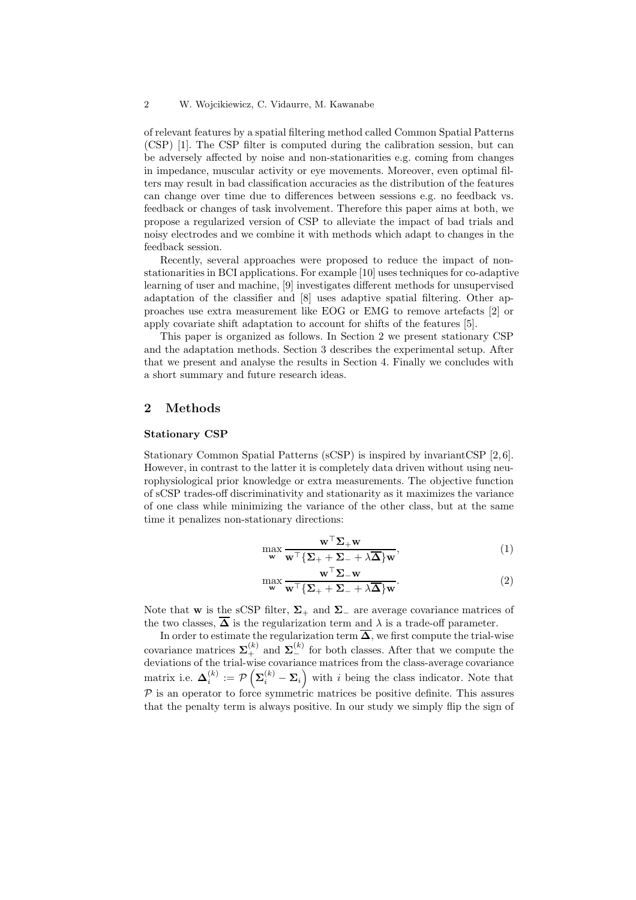of relevant features by a spatial filtering method called Common Spatial Patterns (CSP) [1]. The CSP filter is computed during the calibration session, but can be adversely affected by noise and non-stationarities e.g. coming from changes in impedance, muscular activity or eye movements. Moreover, even optimal filters may result in bad classification accuracies as the distribution of the features can change over time due to differences between sessions e.g. no feedback vs. feedback or changes of task involvement. Therefore this paper aims at both, we propose a regularized version of CSP to alleviate the impact of bad trials and noisy electrodes and we combine it with methods which adapt to changes in the feedback session.

Recently, several approaches were proposed to reduce the impact of non-stationarities in BCI applications. For example [10] uses techniques for co-adaptive learning of user and machine, [9] investigates different methods for unsupervised adaptation of the classifier and [8] uses adaptive spatial filtering. Other approaches use extra measurement like EOG or EMG to remove artefacts [2] or apply covariate shift adaptation to account for shifts of the features [5].

This paper is organized as follows. In Section 2 we present stationary CSP and the adaptation methods. Section 3 describes the experimental setup. After that we present and analyse the results in Section 4. Finally we concludes with a short summary and future research ideas.

## 2 Methods

**Stationary CSP**

Stationary Common Spatial Patterns (sCSP) is inspired by invariantCSP [2,6]. However, in contrast to the latter it is completely data driven without using neurophysiological prior knowledge or extra measurements. The objective function of sCSP trades-off discriminativity and stationarity as it maximizes the variance of one class while minimizing the variance of the other class, but at the same time it penalizes non-stationary directions:

$$\max_{\mathbf{w}} \frac{\mathbf{w}^\top \boldsymbol{\Sigma}_+ \mathbf{w}}{\mathbf{w}^\top \{\boldsymbol{\Sigma}_+ + \boldsymbol{\Sigma}_- + \lambda \overline{\boldsymbol{\Delta}}\} \mathbf{w}}, \tag{1}$$

$$\max_{\mathbf{w}} \frac{\mathbf{w}^\top \boldsymbol{\Sigma}_- \mathbf{w}}{\mathbf{w}^\top \{\boldsymbol{\Sigma}_+ + \boldsymbol{\Sigma}_- + \lambda \overline{\boldsymbol{\Delta}}\} \mathbf{w}}. \tag{2}$$

Note that $\mathbf{w}$ is the sCSP filter, $\boldsymbol{\Sigma}_+$ and $\boldsymbol{\Sigma}_-$ are average covariance matrices of the two classes, $\overline{\boldsymbol{\Delta}}$ is the regularization term and $\lambda$ is a trade-off parameter.

In order to estimate the regularization term $\overline{\boldsymbol{\Delta}}$, we first compute the trial-wise covariance matrices $\boldsymbol{\Sigma}_+^{(k)}$ and $\boldsymbol{\Sigma}_-^{(k)}$ for both classes. After that we compute the deviations of the trial-wise covariance matrices from the class-average covariance matrix i.e. $\boldsymbol{\Delta}_i^{(k)} := \mathcal{P}\left(\boldsymbol{\Sigma}_i^{(k)} - \boldsymbol{\Sigma}_i\right)$ with $i$ being the class indicator. Note that $\mathcal{P}$ is an operator to force symmetric matrices be positive definite. This assures that the penalty term is always positive. In our study we simply flip the sign of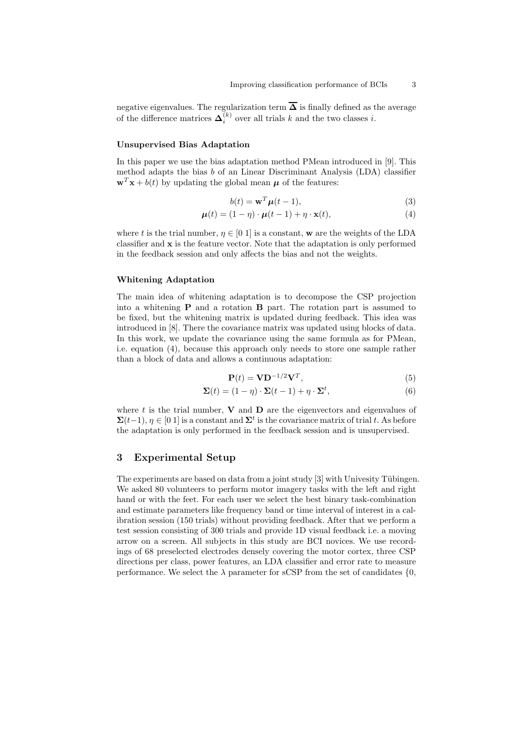negative eigenvalues. The regularization term $\overline{\mathbf{\Delta}}$ is finally defined as the average of the difference matrices $\mathbf{\Delta}_i^{(k)}$ over all trials $k$ and the two classes $i$.

### Unsupervised Bias Adaptation

In this paper we use the bias adaptation method PMean introduced in [9]. This method adapts the bias $b$ of an Linear Discriminant Analysis (LDA) classifier $\mathbf{w}^T\mathbf{x} + b(t)$ by updating the global mean $\boldsymbol{\mu}$ of the features:

$$b(t) = \mathbf{w}^T\boldsymbol{\mu}(t-1), \tag{3}$$

$$\boldsymbol{\mu}(t) = (1-\eta)\cdot\boldsymbol{\mu}(t-1) + \eta\cdot\mathbf{x}(t), \tag{4}$$

where $t$ is the trial number, $\eta \in [0\ 1]$ is a constant, $\mathbf{w}$ are the weights of the LDA classifier and $\mathbf{x}$ is the feature vector. Note that the adaptation is only performed in the feedback session and only affects the bias and not the weights.

### Whitening Adaptation

The main idea of whitening adaptation is to decompose the CSP projection into a whitening $\mathbf{P}$ and a rotation $\mathbf{B}$ part. The rotation part is assumed to be fixed, but the whitening matrix is updated during feedback. This idea was introduced in [8]. There the covariance matrix was updated using blocks of data. In this work, we update the covariance using the same formula as for PMean, i.e. equation (4), because this approach only needs to store one sample rather than a block of data and allows a continuous adaptation:

$$\mathbf{P}(t) = \mathbf{V}\mathbf{D}^{-1/2}\mathbf{V}^T, \tag{5}$$

$$\mathbf{\Sigma}(t) = (1-\eta)\cdot\mathbf{\Sigma}(t-1) + \eta\cdot\mathbf{\Sigma}^t, \tag{6}$$

where $t$ is the trial number, $\mathbf{V}$ and $\mathbf{D}$ are the eigenvectors and eigenvalues of $\mathbf{\Sigma}(t-1)$, $\eta \in [0\ 1]$ is a constant and $\mathbf{\Sigma}^t$ is the covariance matrix of trial $t$. As before the adaptation is only performed in the feedback session and is unsupervised.

## 3 Experimental Setup

The experiments are based on data from a joint study [3] with Univesity Tübingen. We asked 80 volunteers to perform motor imagery tasks with the left and right hand or with the feet. For each user we select the best binary task-combination and estimate parameters like frequency band or time interval of interest in a calibration session (150 trials) without providing feedback. After that we perform a test session consisting of 300 trials and provide 1D visual feedback i.e. a moving arrow on a screen. All subjects in this study are BCI novices. We use recordings of 68 preselected electrodes densely covering the motor cortex, three CSP directions per class, power features, an LDA classifier and error rate to measure performance. We select the $\lambda$ parameter for sCSP from the set of candidates {0,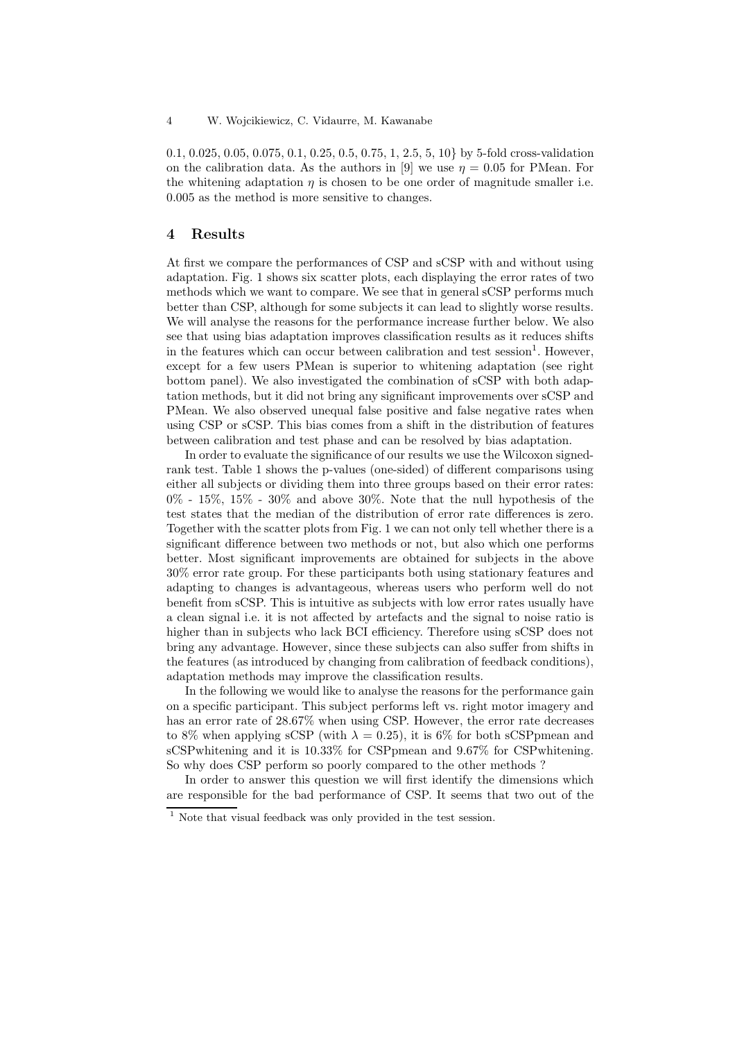0.1, 0.025, 0.05, 0.075, 0.1, 0.25, 0.5, 0.75, 1, 2.5, 5, 10} by 5-fold cross-validation on the calibration data. As the authors in [9] we use $\eta = 0.05$ for PMean. For the whitening adaptation $\eta$ is chosen to be one order of magnitude smaller i.e. 0.005 as the method is more sensitive to changes.

## 4 Results

At first we compare the performances of CSP and sCSP with and without using adaptation. Fig. 1 shows six scatter plots, each displaying the error rates of two methods which we want to compare. We see that in general sCSP performs much better than CSP, although for some subjects it can lead to slightly worse results. We will analyse the reasons for the performance increase further below. We also see that using bias adaptation improves classification results as it reduces shifts in the features which can occur between calibration and test session[1]. However, except for a few users PMean is superior to whitening adaptation (see right bottom panel). We also investigated the combination of sCSP with both adaptation methods, but it did not bring any significant improvements over sCSP and PMean. We also observed unequal false positive and false negative rates when using CSP or sCSP. This bias comes from a shift in the distribution of features between calibration and test phase and can be resolved by bias adaptation.

In order to evaluate the significance of our results we use the Wilcoxon signed-rank test. Table 1 shows the p-values (one-sided) of different comparisons using either all subjects or dividing them into three groups based on their error rates: 0% - 15%, 15% - 30% and above 30%. Note that the null hypothesis of the test states that the median of the distribution of error rate differences is zero. Together with the scatter plots from Fig. 1 we can not only tell whether there is a significant difference between two methods or not, but also which one performs better. Most significant improvements are obtained for subjects in the above 30% error rate group. For these participants both using stationary features and adapting to changes is advantageous, whereas users who perform well do not benefit from sCSP. This is intuitive as subjects with low error rates usually have a clean signal i.e. it is not affected by artefacts and the signal to noise ratio is higher than in subjects who lack BCI efficiency. Therefore using sCSP does not bring any advantage. However, since these subjects can also suffer from shifts in the features (as introduced by changing from calibration of feedback conditions), adaptation methods may improve the classification results.

In the following we would like to analyse the reasons for the performance gain on a specific participant. This subject performs left vs. right motor imagery and has an error rate of 28.67% when using CSP. However, the error rate decreases to 8% when applying sCSP (with $\lambda = 0.25$), it is 6% for both sCSPpmean and sCSPwhitening and it is 10.33% for CSPpmean and 9.67% for CSPwhitening. So why does CSP perform so poorly compared to the other methods ?

In order to answer this question we will first identify the dimensions which are responsible for the bad performance of CSP. It seems that two out of the

[1] Note that visual feedback was only provided in the test session.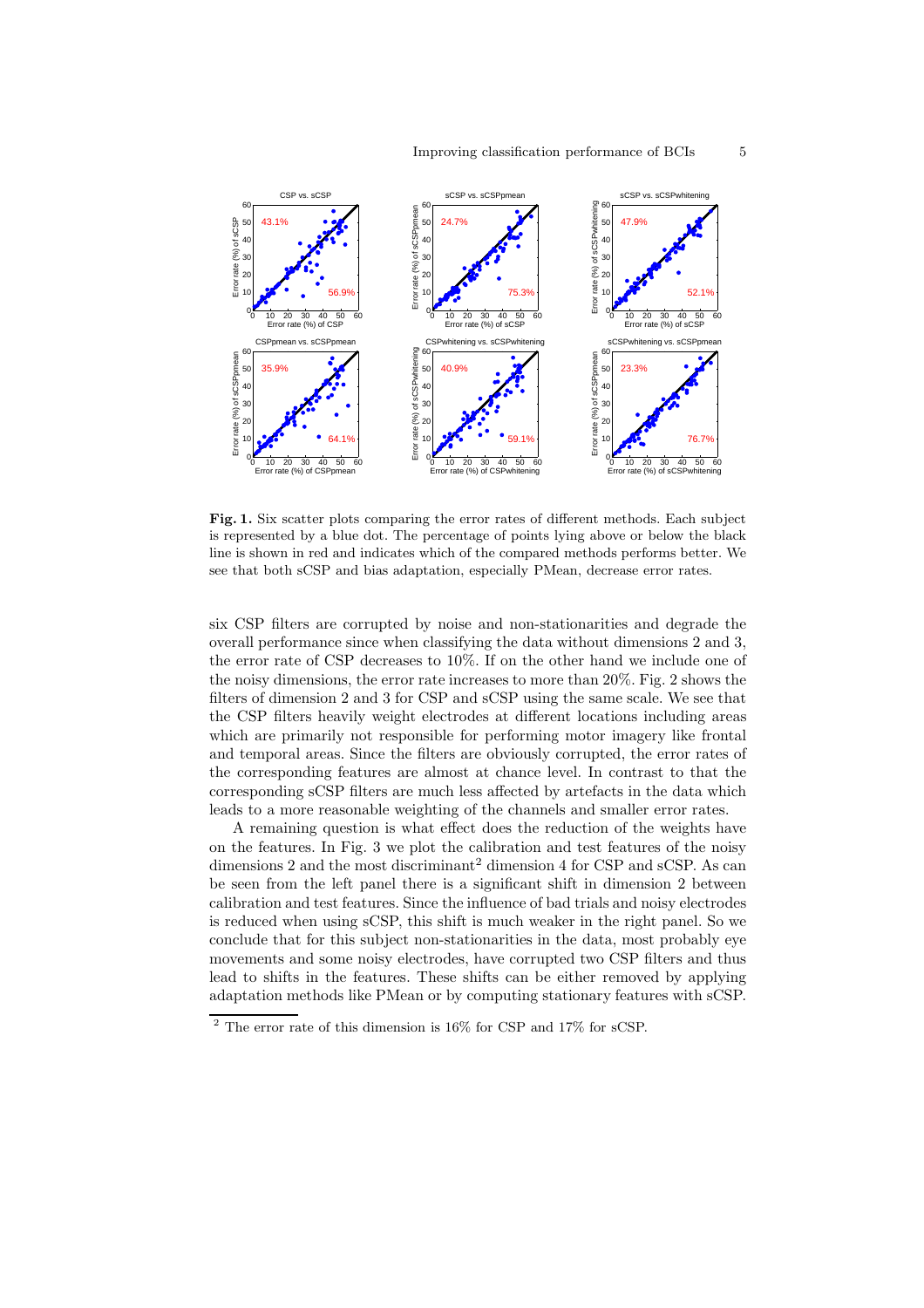**Fig. 1.** Six scatter plots comparing the error rates of different methods. Each subject is represented by a blue dot. The percentage of points lying above or below the black line is shown in red and indicates which of the compared methods performs better. We see that both sCSP and bias adaptation, especially PMean, decrease error rates.

six CSP filters are corrupted by noise and non-stationarities and degrade the overall performance since when classifying the data without dimensions 2 and 3, the error rate of CSP decreases to 10%. If on the other hand we include one of the noisy dimensions, the error rate increases to more than 20%. Fig. 2 shows the filters of dimension 2 and 3 for CSP and sCSP using the same scale. We see that the CSP filters heavily weight electrodes at different locations including areas which are primarily not responsible for performing motor imagery like frontal and temporal areas. Since the filters are obviously corrupted, the error rates of the corresponding features are almost at chance level. In contrast to that the corresponding sCSP filters are much less affected by artefacts in the data which leads to a more reasonable weighting of the channels and smaller error rates.

A remaining question is what effect does the reduction of the weights have on the features. In Fig. 3 we plot the calibration and test features of the noisy dimensions 2 and the most discriminant[2] dimension 4 for CSP and sCSP. As can be seen from the left panel there is a significant shift in dimension 2 between calibration and test features. Since the influence of bad trials and noisy electrodes is reduced when using sCSP, this shift is much weaker in the right panel. So we conclude that for this subject non-stationarities in the data, most probably eye movements and some noisy electrodes, have corrupted two CSP filters and thus lead to shifts in the features. These shifts can be either removed by applying adaptation methods like PMean or by computing stationary features with sCSP.

[2] The error rate of this dimension is 16% for CSP and 17% for sCSP.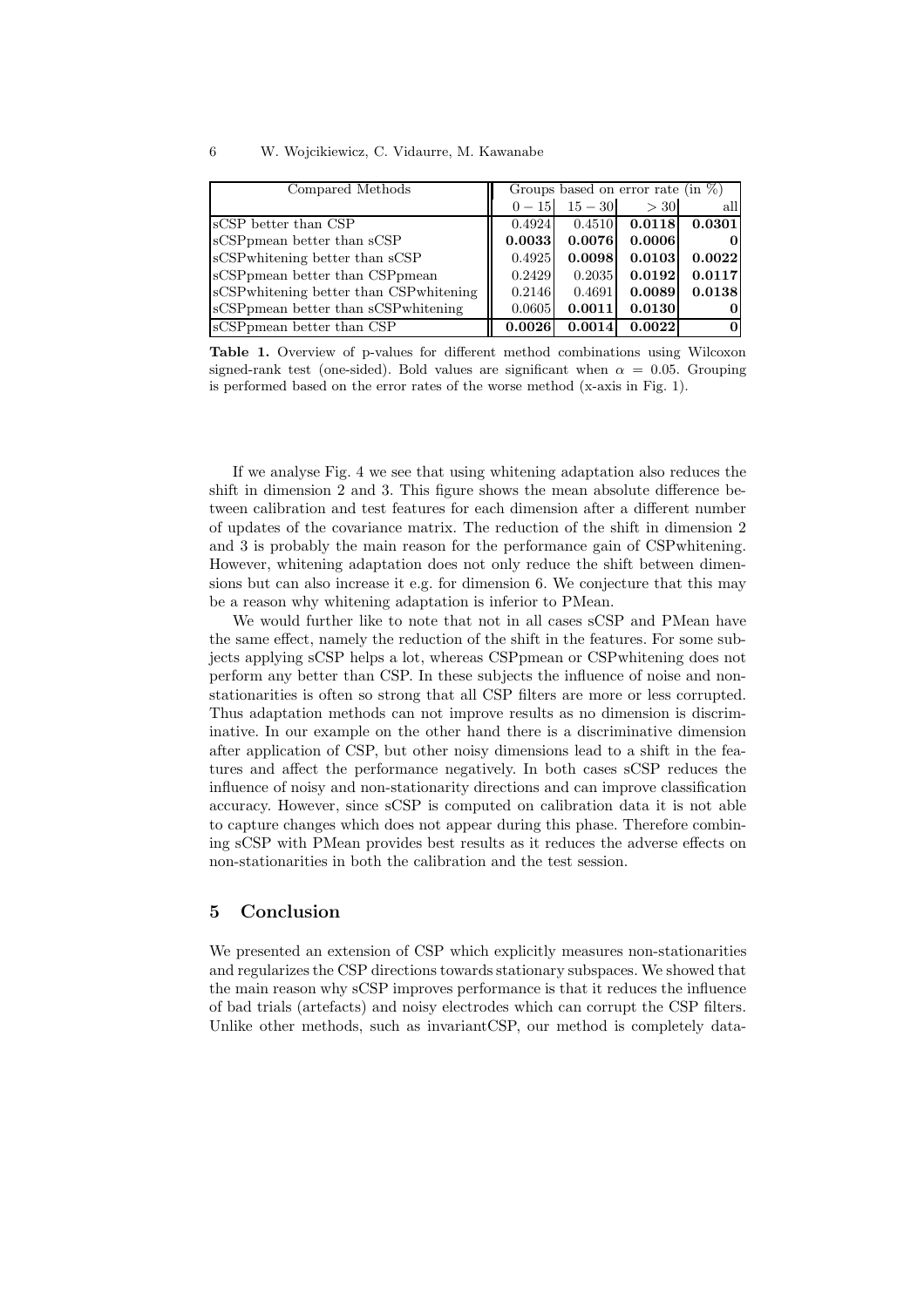| Compared Methods | Groups based on error rate (in %) | | | |
|---|---|---|---|---|
| | $0-15$ | $15-30$ | $>30$ | all |
| sCSP better than CSP | 0.4924 | 0.4510 | **0.0118** | **0.0301** |
| sCSPpmean better than sCSP | **0.0033** | **0.0076** | **0.0006** | **0** |
| sCSPwhitening better than sCSP | 0.4925 | **0.0098** | **0.0103** | **0.0022** |
| sCSPpmean better than CSPpmean | 0.2429 | 0.2035 | **0.0192** | **0.0117** |
| sCSPwhitening better than CSPwhitening | 0.2146 | 0.4691 | **0.0089** | **0.0138** |
| sCSPpmean better than sCSPwhitening | 0.0605 | **0.0011** | **0.0130** | **0** |
| sCSPpmean better than CSP | **0.0026** | **0.0014** | **0.0022** | **0** |

**Table 1.** Overview of p-values for different method combinations using Wilcoxon signed-rank test (one-sided). Bold values are significant when $\alpha = 0.05$. Grouping is performed based on the error rates of the worse method (x-axis in Fig. 1).

If we analyse Fig. 4 we see that using whitening adaptation also reduces the shift in dimension 2 and 3. This figure shows the mean absolute difference between calibration and test features for each dimension after a different number of updates of the covariance matrix. The reduction of the shift in dimension 2 and 3 is probably the main reason for the performance gain of CSPwhitening. However, whitening adaptation does not only reduce the shift between dimensions but can also increase it e.g. for dimension 6. We conjecture that this may be a reason why whitening adaptation is inferior to PMean.

We would further like to note that not in all cases sCSP and PMean have the same effect, namely the reduction of the shift in the features. For some subjects applying sCSP helps a lot, whereas CSPpmean or CSPwhitening does not perform any better than CSP. In these subjects the influence of noise and non-stationarities is often so strong that all CSP filters are more or less corrupted. Thus adaptation methods can not improve results as no dimension is discriminative. In our example on the other hand there is a discriminative dimension after application of CSP, but other noisy dimensions lead to a shift in the features and affect the performance negatively. In both cases sCSP reduces the influence of noisy and non-stationarity directions and can improve classification accuracy. However, since sCSP is computed on calibration data it is not able to capture changes which does not appear during this phase. Therefore combining sCSP with PMean provides best results as it reduces the adverse effects on non-stationarities in both the calibration and the test session.

## 5 Conclusion

We presented an extension of CSP which explicitly measures non-stationarities and regularizes the CSP directions towards stationary subspaces. We showed that the main reason why sCSP improves performance is that it reduces the influence of bad trials (artefacts) and noisy electrodes which can corrupt the CSP filters. Unlike other methods, such as invariantCSP, our method is completely data-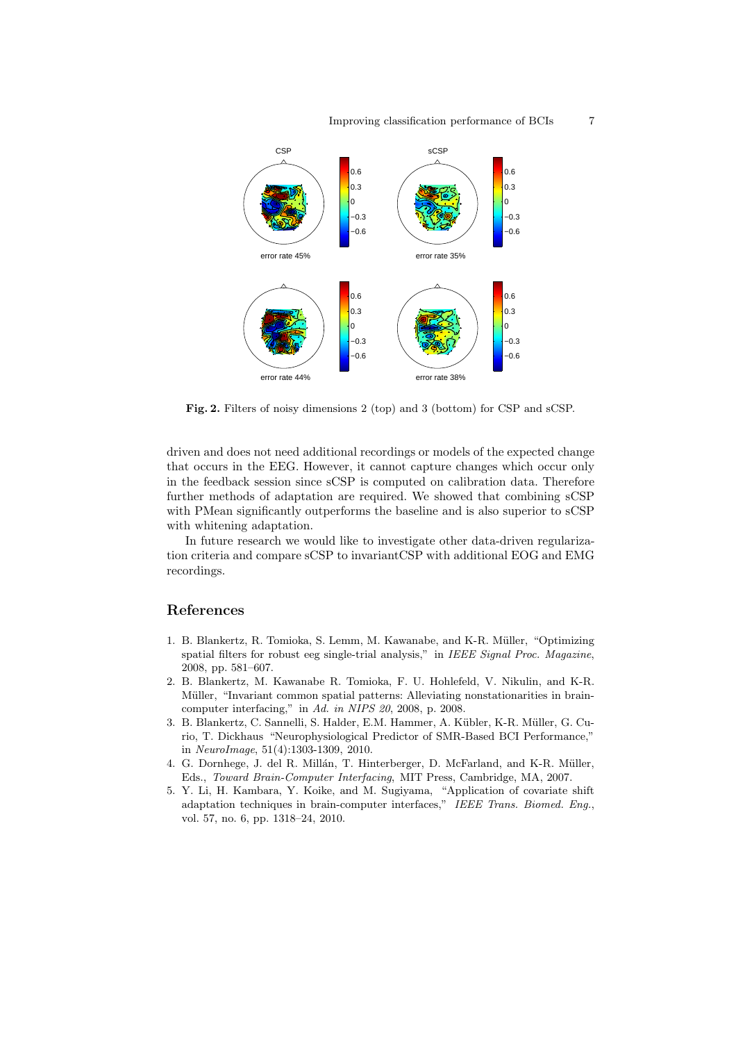Fig. 2. Filters of noisy dimensions 2 (top) and 3 (bottom) for CSP and sCSP.

driven and does not need additional recordings or models of the expected change that occurs in the EEG. However, it cannot capture changes which occur only in the feedback session since sCSP is computed on calibration data. Therefore further methods of adaptation are required. We showed that combining sCSP with PMean significantly outperforms the baseline and is also superior to sCSP with whitening adaptation.

In future research we would like to investigate other data-driven regularization criteria and compare sCSP to invariantCSP with additional EOG and EMG recordings.

## References

1. B. Blankertz, R. Tomioka, S. Lemm, M. Kawanabe, and K-R. Müller, "Optimizing spatial filters for robust eeg single-trial analysis," in *IEEE Signal Proc. Magazine*, 2008, pp. 581–607.
2. B. Blankertz, M. Kawanabe R. Tomioka, F. U. Hohlefeld, V. Nikulin, and K-R. Müller, "Invariant common spatial patterns: Alleviating nonstationarities in brain-computer interfacing," in *Ad. in NIPS 20*, 2008, p. 2008.
3. B. Blankertz, C. Sannelli, S. Halder, E.M. Hammer, A. Kübler, K-R. Müller, G. Curio, T. Dickhaus "Neurophysiological Predictor of SMR-Based BCI Performance," in *NeuroImage*, 51(4):1303-1309, 2010.
4. G. Dornhege, J. del R. Millán, T. Hinterberger, D. McFarland, and K-R. Müller, Eds., *Toward Brain-Computer Interfacing*, MIT Press, Cambridge, MA, 2007.
5. Y. Li, H. Kambara, Y. Koike, and M. Sugiyama, "Application of covariate shift adaptation techniques in brain-computer interfaces," *IEEE Trans. Biomed. Eng.*, vol. 57, no. 6, pp. 1318–24, 2010.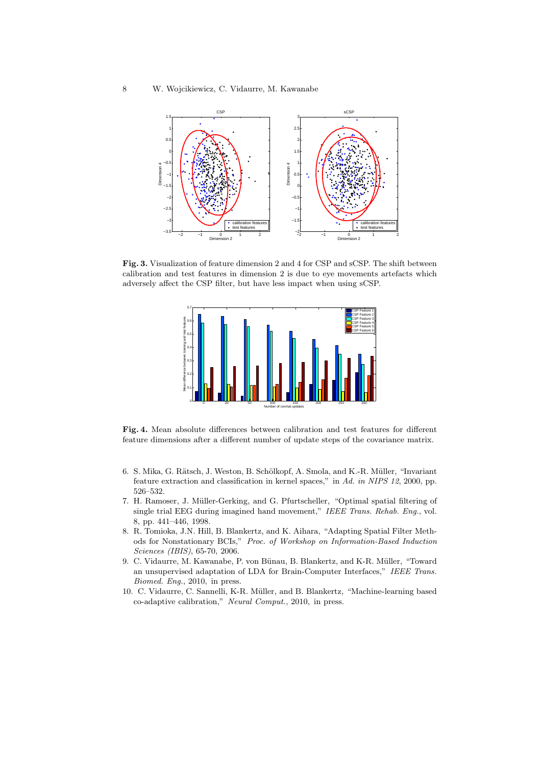CSP

Dimension 4

Dimension 2

calibration features
test features

sCSP

Dimension 4

Dimension 2

calibration features
test features

**Fig. 3.** Visualization of feature dimension 2 and 4 for CSP and sCSP. The shift between calibration and test features in dimension 2 is due to eye movements artefacts which adversely affect the CSP filter, but have less impact when using sCSP.

CSP Feature 1
CSP Feature 2
CSP Feature 3
CSP Feature 4
CSP Feature 5
CSP Feature 6

Mean difference between training and test features

Number of covmat updates

0 20 50 100 150 200 250 300

**Fig. 4.** Mean absolute differences between calibration and test features for different feature dimensions after a different number of update steps of the covariance matrix.

6. S. Mika, G. Rätsch, J. Weston, B. Schölkopf, A. Smola, and K.-R. Müller, "Invariant feature extraction and classification in kernel spaces," in *Ad. in NIPS 12*, 2000, pp. 526–532.
7. H. Ramoser, J. Müller-Gerking, and G. Pfurtscheller, "Optimal spatial filtering of single trial EEG during imagined hand movement," *IEEE Trans. Rehab. Eng.*, vol. 8, pp. 441–446, 1998.
8. R. Tomioka, J.N. Hill, B. Blankertz, and K. Aihara, "Adapting Spatial Filter Methods for Nonstationary BCIs," *Proc. of Workshop on Information-Based Induction Sciences (IBIS)*, 65-70, 2006.
9. C. Vidaurre, M. Kawanabe, P. von Bünau, B. Blankertz, and K-R. Müller, "Toward an unsupervised adaptation of LDA for Brain-Computer Interfaces," *IEEE Trans. Biomed. Eng.*, 2010, in press.
10. C. Vidaurre, C. Sannelli, K-R. Müller, and B. Blankertz, "Machine-learning based co-adaptive calibration," *Neural Comput.*, 2010, in press.